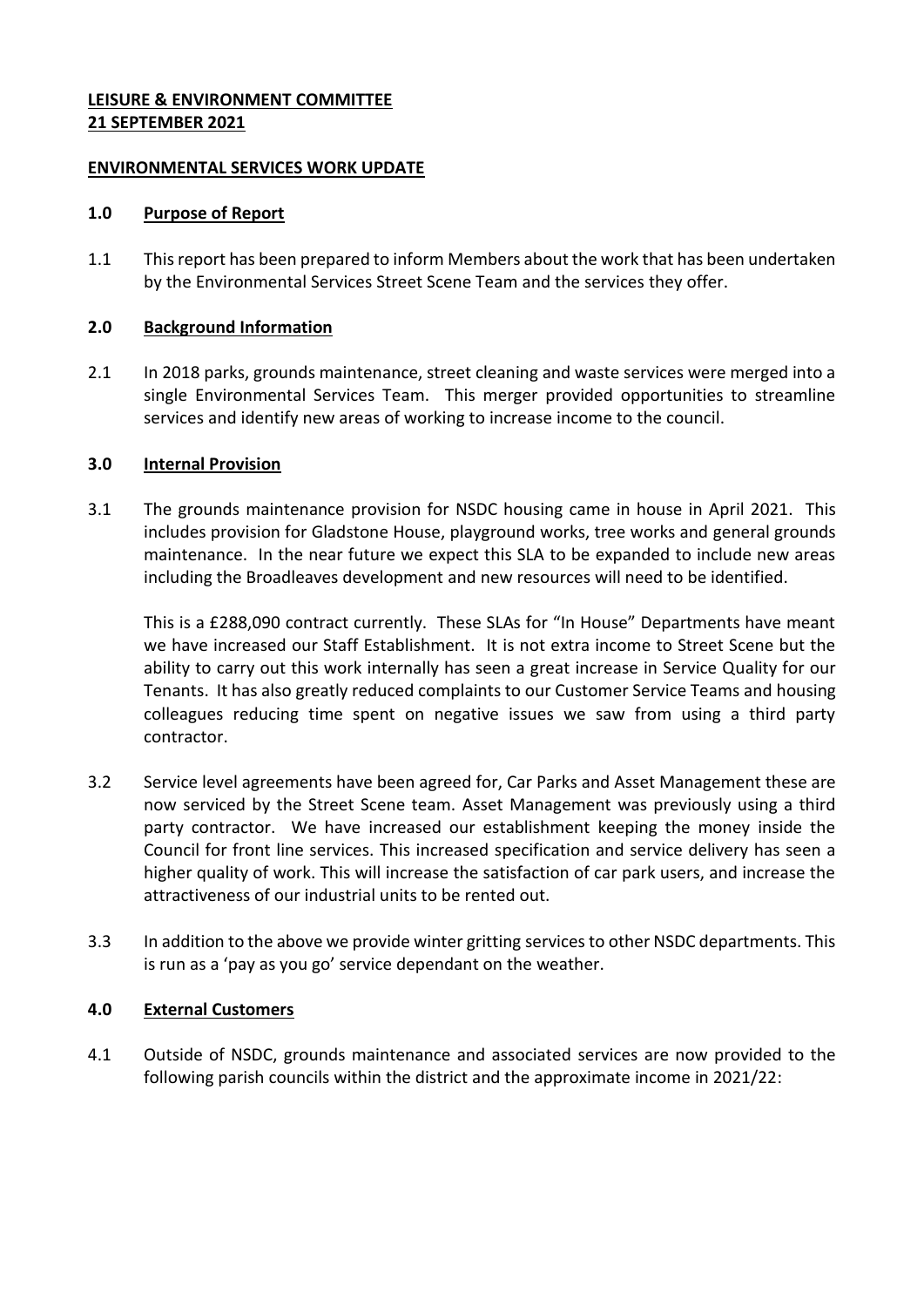**LEISURE & ENVIRONMENT COMMITTEE**
**21 SEPTEMBER 2021**

**ENVIRONMENTAL SERVICES WORK UPDATE**

## 1.0 Purpose of Report

1.1 This report has been prepared to inform Members about the work that has been undertaken by the Environmental Services Street Scene Team and the services they offer.

## 2.0 Background Information

2.1 In 2018 parks, grounds maintenance, street cleaning and waste services were merged into a single Environmental Services Team. This merger provided opportunities to streamline services and identify new areas of working to increase income to the council.

## 3.0 Internal Provision

3.1 The grounds maintenance provision for NSDC housing came in house in April 2021. This includes provision for Gladstone House, playground works, tree works and general grounds maintenance. In the near future we expect this SLA to be expanded to include new areas including the Broadleaves development and new resources will need to be identified.

This is a £288,090 contract currently. These SLAs for "In House" Departments have meant we have increased our Staff Establishment. It is not extra income to Street Scene but the ability to carry out this work internally has seen a great increase in Service Quality for our Tenants. It has also greatly reduced complaints to our Customer Service Teams and housing colleagues reducing time spent on negative issues we saw from using a third party contractor.

3.2 Service level agreements have been agreed for, Car Parks and Asset Management these are now serviced by the Street Scene team. Asset Management was previously using a third party contractor. We have increased our establishment keeping the money inside the Council for front line services. This increased specification and service delivery has seen a higher quality of work. This will increase the satisfaction of car park users, and increase the attractiveness of our industrial units to be rented out.

3.3 In addition to the above we provide winter gritting services to other NSDC departments. This is run as a 'pay as you go' service dependant on the weather.

## 4.0 External Customers

4.1 Outside of NSDC, grounds maintenance and associated services are now provided to the following parish councils within the district and the approximate income in 2021/22: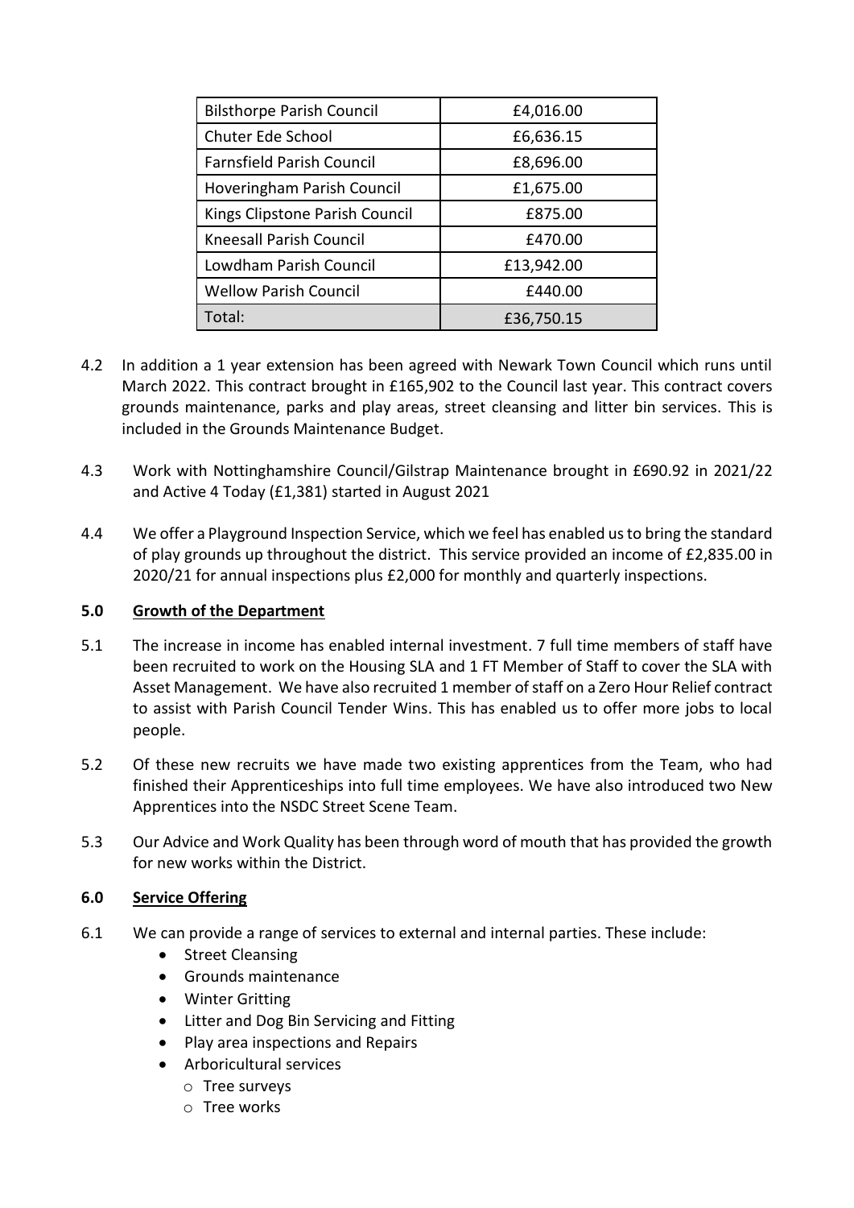| Bilsthorpe Parish Council | £4,016.00 |
| --- | --- |
| Chuter Ede School | £6,636.15 |
| Farnsfield Parish Council | £8,696.00 |
| Hoveringham Parish Council | £1,675.00 |
| Kings Clipstone Parish Council | £875.00 |
| Kneesall Parish Council | £470.00 |
| Lowdham Parish Council | £13,942.00 |
| Wellow Parish Council | £440.00 |
| Total: | £36,750.15 |

4.2 In addition a 1 year extension has been agreed with Newark Town Council which runs until March 2022. This contract brought in £165,902 to the Council last year. This contract covers grounds maintenance, parks and play areas, street cleansing and litter bin services. This is included in the Grounds Maintenance Budget.

4.3 Work with Nottinghamshire Council/Gilstrap Maintenance brought in £690.92 in 2021/22 and Active 4 Today (£1,381) started in August 2021

4.4 We offer a Playground Inspection Service, which we feel has enabled us to bring the standard of play grounds up throughout the district. This service provided an income of £2,835.00 in 2020/21 for annual inspections plus £2,000 for monthly and quarterly inspections.

## 5.0 Growth of the Department

5.1 The increase in income has enabled internal investment. 7 full time members of staff have been recruited to work on the Housing SLA and 1 FT Member of Staff to cover the SLA with Asset Management. We have also recruited 1 member of staff on a Zero Hour Relief contract to assist with Parish Council Tender Wins. This has enabled us to offer more jobs to local people.

5.2 Of these new recruits we have made two existing apprentices from the Team, who had finished their Apprenticeships into full time employees. We have also introduced two New Apprentices into the NSDC Street Scene Team.

5.3 Our Advice and Work Quality has been through word of mouth that has provided the growth for new works within the District.

## 6.0 Service Offering

6.1 We can provide a range of services to external and internal parties. These include:

- Street Cleansing
- Grounds maintenance
- Winter Gritting
- Litter and Dog Bin Servicing and Fitting
- Play area inspections and Repairs
- Arboricultural services
  - Tree surveys
  - Tree works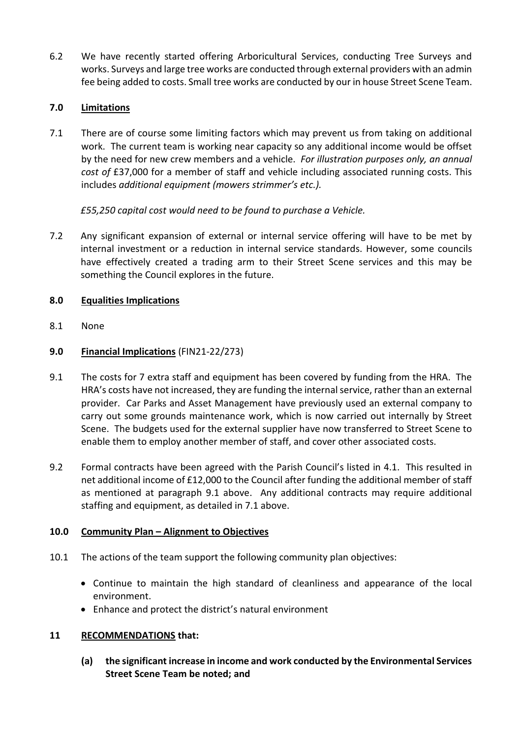6.2 We have recently started offering Arboricultural Services, conducting Tree Surveys and works. Surveys and large tree works are conducted through external providers with an admin fee being added to costs. Small tree works are conducted by our in house Street Scene Team.

## 7.0 Limitations

7.1 There are of course some limiting factors which may prevent us from taking on additional work. The current team is working near capacity so any additional income would be offset by the need for new crew members and a vehicle. *For illustration purposes only, an annual cost of* £37,000 for a member of staff and vehicle including associated running costs. This includes *additional equipment (mowers strimmer's etc.).*

*£55,250 capital cost would need to be found to purchase a Vehicle.*

7.2 Any significant expansion of external or internal service offering will have to be met by internal investment or a reduction in internal service standards. However, some councils have effectively created a trading arm to their Street Scene services and this may be something the Council explores in the future.

## 8.0 Equalities Implications

8.1 None

## 9.0 Financial Implications (FIN21-22/273)

9.1 The costs for 7 extra staff and equipment has been covered by funding from the HRA. The HRA's costs have not increased, they are funding the internal service, rather than an external provider. Car Parks and Asset Management have previously used an external company to carry out some grounds maintenance work, which is now carried out internally by Street Scene. The budgets used for the external supplier have now transferred to Street Scene to enable them to employ another member of staff, and cover other associated costs.

9.2 Formal contracts have been agreed with the Parish Council's listed in 4.1. This resulted in net additional income of £12,000 to the Council after funding the additional member of staff as mentioned at paragraph 9.1 above. Any additional contracts may require additional staffing and equipment, as detailed in 7.1 above.

## 10.0 Community Plan – Alignment to Objectives

10.1 The actions of the team support the following community plan objectives:

- Continue to maintain the high standard of cleanliness and appearance of the local environment.
- Enhance and protect the district's natural environment

## 11 RECOMMENDATIONS that:

**(a) the significant increase in income and work conducted by the Environmental Services Street Scene Team be noted; and**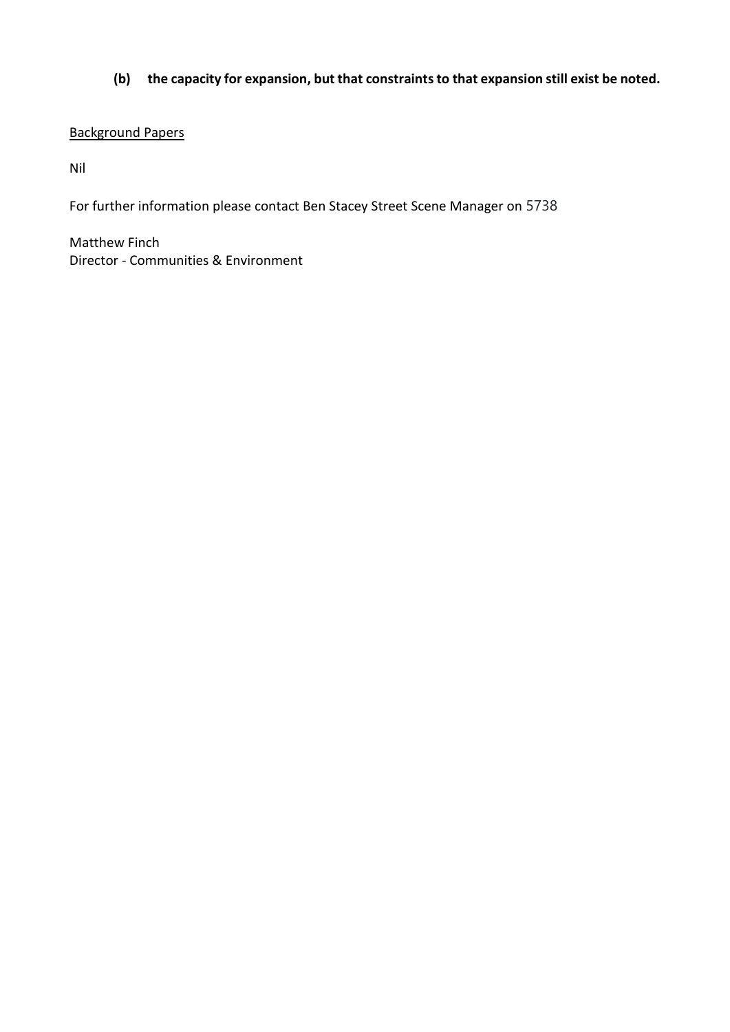**(b) the capacity for expansion, but that constraints to that expansion still exist be noted.**

<u>Background Papers</u>

Nil

For further information please contact Ben Stacey Street Scene Manager on 5738

Matthew Finch
Director - Communities & Environment